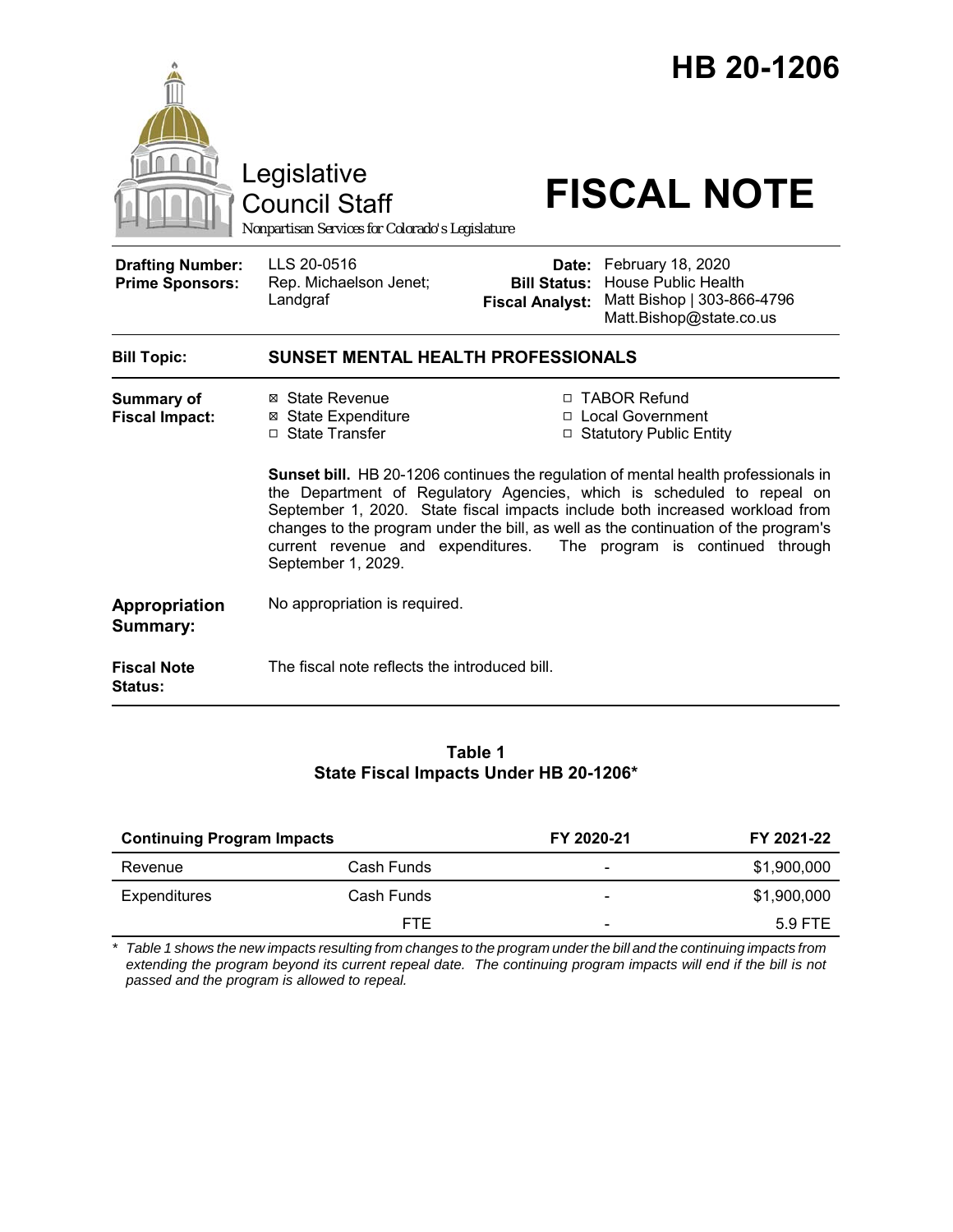# HB 20-1206

Legislative Council Staff

*Nonpartisan Services for Colorado's Legislature*

# FISCAL NOTE

| | | | |
|---|---|---|---|
| **Drafting Number:** | LLS 20-0516 | **Date:** | February 18, 2020 |
| **Prime Sponsors:** | Rep. Michaelson Jenet; Landgraf | **Bill Status:** | House Public Health |
| | | **Fiscal Analyst:** | Matt Bishop \| 303-866-4796 Matt.Bishop@state.co.us |

**Bill Topic:** **SUNSET MENTAL HEALTH PROFESSIONALS**

**Summary of Fiscal Impact:**

- ☒ State Revenue
- ☒ State Expenditure
- ☐ State Transfer
- ☐ TABOR Refund
- ☐ Local Government
- ☐ Statutory Public Entity

**Sunset bill.** HB 20-1206 continues the regulation of mental health professionals in the Department of Regulatory Agencies, which is scheduled to repeal on September 1, 2020. State fiscal impacts include both increased workload from changes to the program under the bill, as well as the continuation of the program's current revenue and expenditures. The program is continued through September 1, 2029.

**Appropriation Summary:** No appropriation is required.

**Fiscal Note Status:** The fiscal note reflects the introduced bill.

**Table 1**
**State Fiscal Impacts Under HB 20-1206***

| Continuing Program Impacts | | FY 2020-21 | FY 2021-22 |
|---|---|---|---|
| Revenue | Cash Funds | - | $1,900,000 |
| Expenditures | Cash Funds | - | $1,900,000 |
| | FTE | - | 5.9 FTE |

\* *Table 1 shows the new impacts resulting from changes to the program under the bill and the continuing impacts from extending the program beyond its current repeal date. The continuing program impacts will end if the bill is not passed and the program is allowed to repeal.*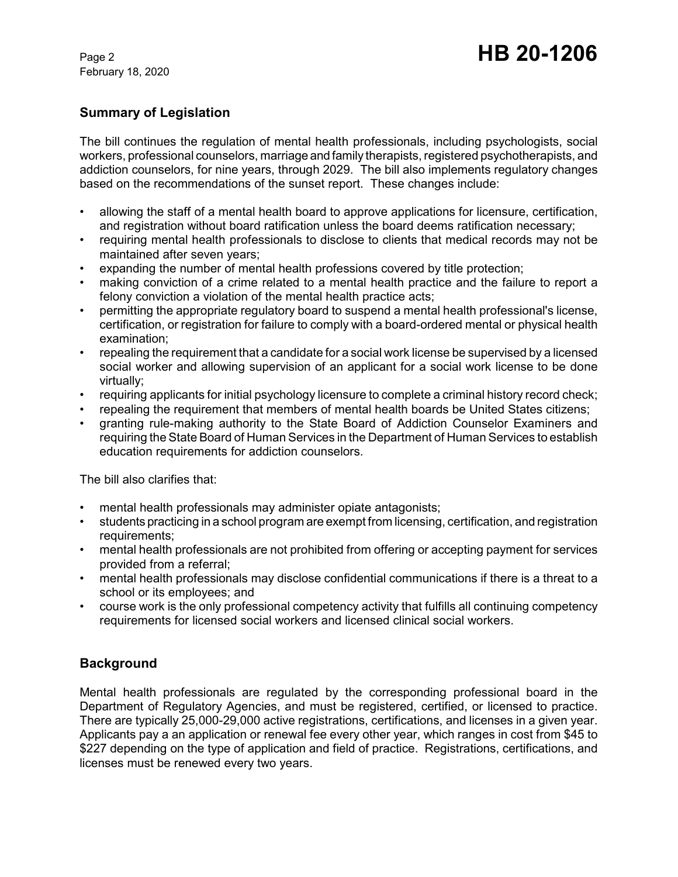## Summary of Legislation

The bill continues the regulation of mental health professionals, including psychologists, social workers, professional counselors, marriage and family therapists, registered psychotherapists, and addiction counselors, for nine years, through 2029. The bill also implements regulatory changes based on the recommendations of the sunset report. These changes include:

- allowing the staff of a mental health board to approve applications for licensure, certification, and registration without board ratification unless the board deems ratification necessary;
- requiring mental health professionals to disclose to clients that medical records may not be maintained after seven years;
- expanding the number of mental health professions covered by title protection;
- making conviction of a crime related to a mental health practice and the failure to report a felony conviction a violation of the mental health practice acts;
- permitting the appropriate regulatory board to suspend a mental health professional's license, certification, or registration for failure to comply with a board-ordered mental or physical health examination;
- repealing the requirement that a candidate for a social work license be supervised by a licensed social worker and allowing supervision of an applicant for a social work license to be done virtually;
- requiring applicants for initial psychology licensure to complete a criminal history record check;
- repealing the requirement that members of mental health boards be United States citizens;
- granting rule-making authority to the State Board of Addiction Counselor Examiners and requiring the State Board of Human Services in the Department of Human Services to establish education requirements for addiction counselors.

The bill also clarifies that:

- mental health professionals may administer opiate antagonists;
- students practicing in a school program are exempt from licensing, certification, and registration requirements;
- mental health professionals are not prohibited from offering or accepting payment for services provided from a referral;
- mental health professionals may disclose confidential communications if there is a threat to a school or its employees; and
- course work is the only professional competency activity that fulfills all continuing competency requirements for licensed social workers and licensed clinical social workers.

## Background

Mental health professionals are regulated by the corresponding professional board in the Department of Regulatory Agencies, and must be registered, certified, or licensed to practice. There are typically 25,000-29,000 active registrations, certifications, and licenses in a given year. Applicants pay a an application or renewal fee every other year, which ranges in cost from $45 to $227 depending on the type of application and field of practice. Registrations, certifications, and licenses must be renewed every two years.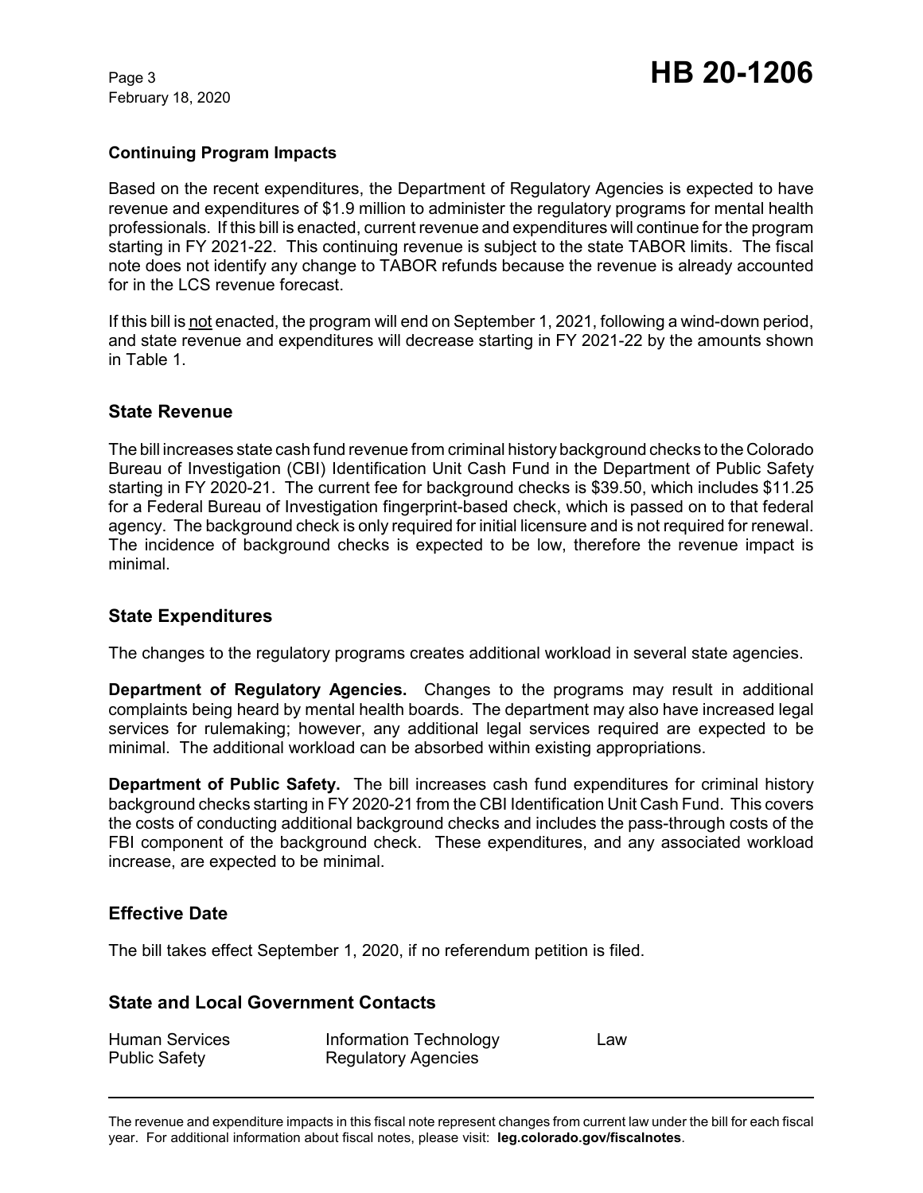**Continuing Program Impacts**

Based on the recent expenditures, the Department of Regulatory Agencies is expected to have revenue and expenditures of $1.9 million to administer the regulatory programs for mental health professionals. If this bill is enacted, current revenue and expenditures will continue for the program starting in FY 2021-22. This continuing revenue is subject to the state TABOR limits. The fiscal note does not identify any change to TABOR refunds because the revenue is already accounted for in the LCS revenue forecast.

If this bill is not enacted, the program will end on September 1, 2021, following a wind-down period, and state revenue and expenditures will decrease starting in FY 2021-22 by the amounts shown in Table 1.

## State Revenue

The bill increases state cash fund revenue from criminal history background checks to the Colorado Bureau of Investigation (CBI) Identification Unit Cash Fund in the Department of Public Safety starting in FY 2020-21. The current fee for background checks is $39.50, which includes $11.25 for a Federal Bureau of Investigation fingerprint-based check, which is passed on to that federal agency. The background check is only required for initial licensure and is not required for renewal. The incidence of background checks is expected to be low, therefore the revenue impact is minimal.

## State Expenditures

The changes to the regulatory programs creates additional workload in several state agencies.

**Department of Regulatory Agencies.** Changes to the programs may result in additional complaints being heard by mental health boards. The department may also have increased legal services for rulemaking; however, any additional legal services required are expected to be minimal. The additional workload can be absorbed within existing appropriations.

**Department of Public Safety.** The bill increases cash fund expenditures for criminal history background checks starting in FY 2020-21 from the CBI Identification Unit Cash Fund. This covers the costs of conducting additional background checks and includes the pass-through costs of the FBI component of the background check. These expenditures, and any associated workload increase, are expected to be minimal.

## Effective Date

The bill takes effect September 1, 2020, if no referendum petition is filed.

## State and Local Government Contacts

| | | |
|---|---|---|
| Human Services | Information Technology | Law |
| Public Safety | Regulatory Agencies | |

The revenue and expenditure impacts in this fiscal note represent changes from current law under the bill for each fiscal year. For additional information about fiscal notes, please visit: **leg.colorado.gov/fiscalnotes**.